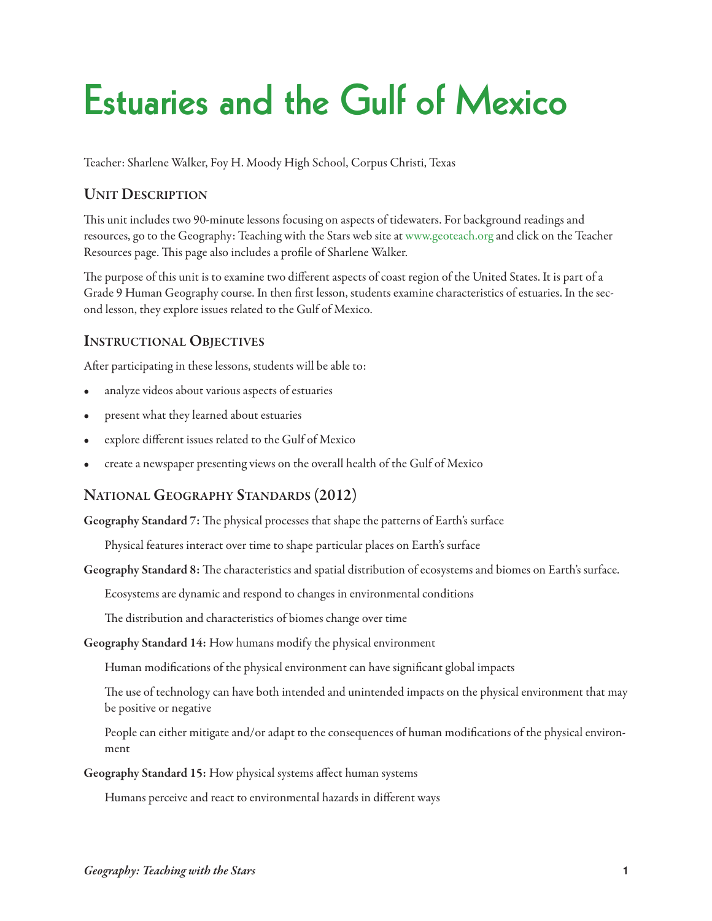# Estuaries and the Gulf of Mexico

Teacher: Sharlene Walker, Foy H. Moody High School, Corpus Christi, Texas

## Unit Description

This unit includes two 90-minute lessons focusing on aspects of tidewaters. For background readings and resources, go to the Geography: Teaching with the Stars web site at www.geoteach.org and click on the Teacher Resources page. This page also includes a profile of Sharlene Walker.

The purpose of this unit is to examine two different aspects of coast region of the United States. It is part of a Grade 9 Human Geography course. In then first lesson, students examine characteristics of estuaries. In the second lesson, they explore issues related to the Gulf of Mexico.

## Instructional Objectives

After participating in these lessons, students will be able to:

- analyze videos about various aspects of estuaries
- present what they learned about estuaries
- explore different issues related to the Gulf of Mexico
- create a newspaper presenting views on the overall health of the Gulf of Mexico

## National Geography Standards (2012)

**Geography Standard 7:** The physical processes that shape the patterns of Earth's surface

Physical features interact over time to shape particular places on Earth's surface

**Geography Standard 8:** The characteristics and spatial distribution of ecosystems and biomes on Earth's surface.

Ecosystems are dynamic and respond to changes in environmental conditions

The distribution and characteristics of biomes change over time

**Geography Standard 14:** How humans modify the physical environment

Human modifications of the physical environment can have significant global impacts

The use of technology can have both intended and unintended impacts on the physical environment that may be positive or negative

People can either mitigate and/or adapt to the consequences of human modifications of the physical environment

**Geography Standard 15:** How physical systems affect human systems

Humans perceive and react to environmental hazards in different ways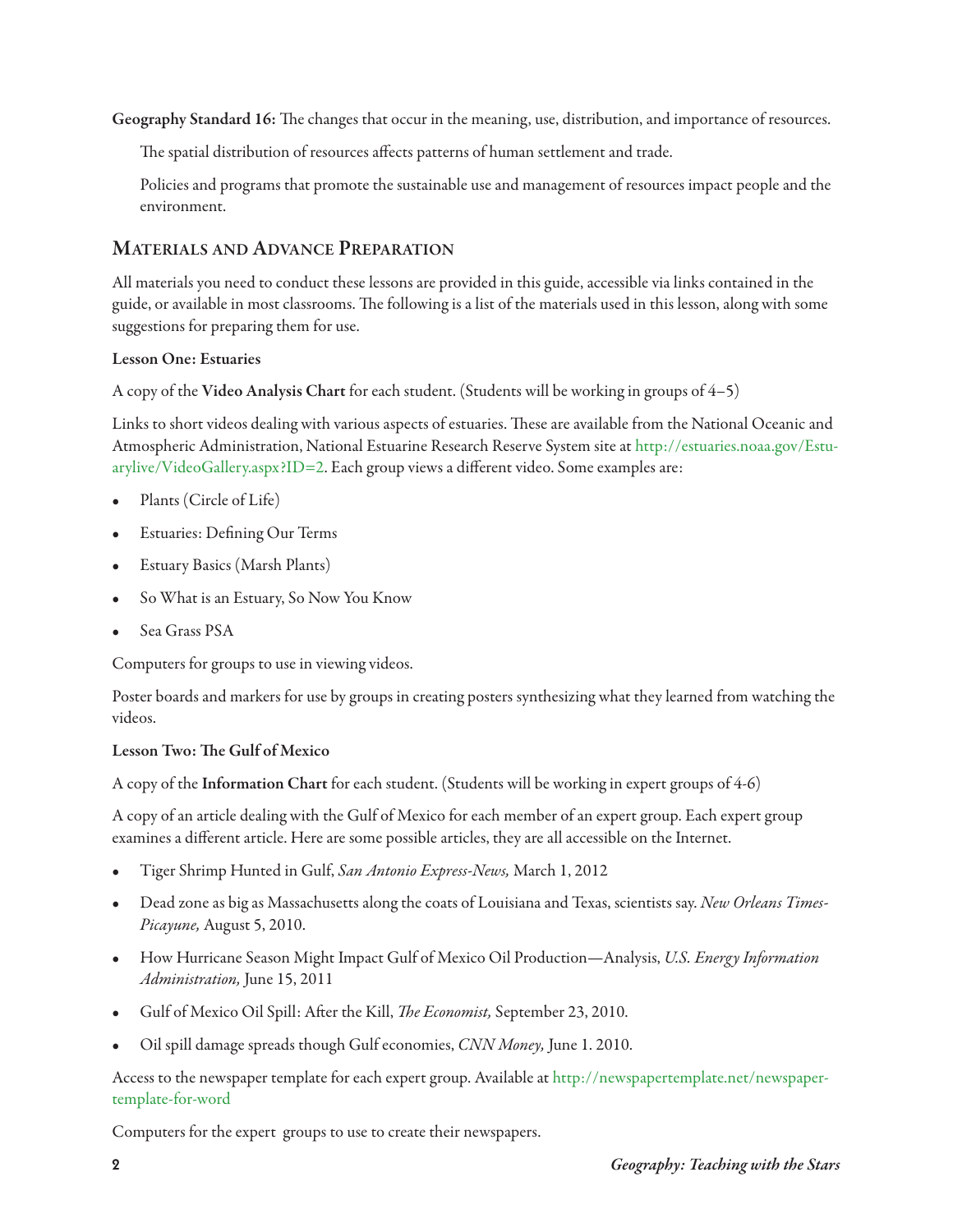**Geography Standard 16:** The changes that occur in the meaning, use, distribution, and importance of resources.

The spatial distribution of resources affects patterns of human settlement and trade.

Policies and programs that promote the sustainable use and management of resources impact people and the environment.

## Materials and Advance Preparation

All materials you need to conduct these lessons are provided in this guide, accessible via links contained in the guide, or available in most classrooms. The following is a list of the materials used in this lesson, along with some suggestions for preparing them for use.

**Lesson One: Estuaries**

A copy of the **Video Analysis Chart** for each student. (Students will be working in groups of 4–5)

Links to short videos dealing with various aspects of estuaries. These are available from the National Oceanic and Atmospheric Administration, National Estuarine Research Reserve System site at http://estuaries.noaa.gov/Estuarylive/VideoGallery.aspx?ID=2. Each group views a different video. Some examples are:

- Plants (Circle of Life)
- Estuaries: Defining Our Terms
- Estuary Basics (Marsh Plants)
- So What is an Estuary, So Now You Know
- Sea Grass PSA

Computers for groups to use in viewing videos.

Poster boards and markers for use by groups in creating posters synthesizing what they learned from watching the videos.

**Lesson Two: The Gulf of Mexico**

A copy of the **Information Chart** for each student. (Students will be working in expert groups of 4-6)

A copy of an article dealing with the Gulf of Mexico for each member of an expert group. Each expert group examines a different article. Here are some possible articles, they are all accessible on the Internet.

- Tiger Shrimp Hunted in Gulf, *San Antonio Express-News,* March 1, 2012
- Dead zone as big as Massachusetts along the coats of Louisiana and Texas, scientists say. *New Orleans Times-Picayune,* August 5, 2010.
- How Hurricane Season Might Impact Gulf of Mexico Oil Production—Analysis, *U.S. Energy Information Administration,* June 15, 2011
- Gulf of Mexico Oil Spill: After the Kill, *The Economist,* September 23, 2010.
- Oil spill damage spreads though Gulf economies, *CNN Money,* June 1. 2010.

Access to the newspaper template for each expert group. Available at http://newspapertemplate.net/newspaper-template-for-word

Computers for the expert groups to use to create their newspapers.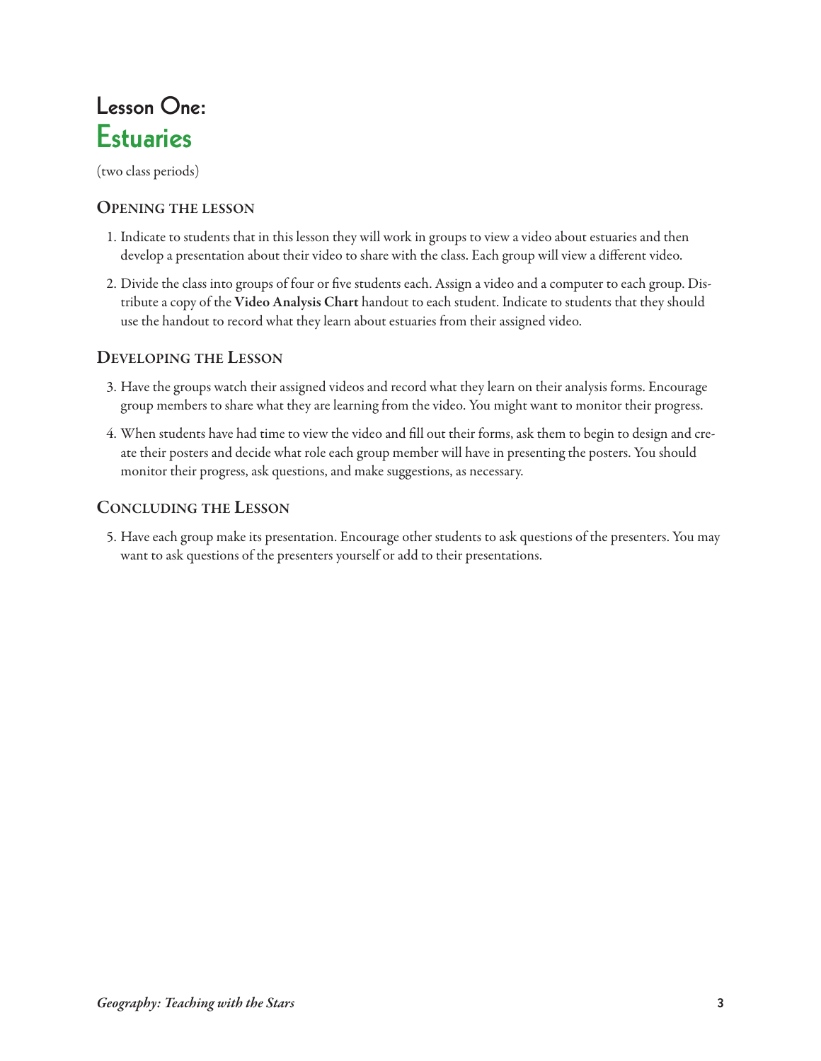# Lesson One: Estuaries

(two class periods)

## Opening the lesson

1. Indicate to students that in this lesson they will work in groups to view a video about estuaries and then develop a presentation about their video to share with the class. Each group will view a different video.
2. Divide the class into groups of four or five students each. Assign a video and a computer to each group. Distribute a copy of the **Video Analysis Chart** handout to each student. Indicate to students that they should use the handout to record what they learn about estuaries from their assigned video.

## Developing the Lesson

3. Have the groups watch their assigned videos and record what they learn on their analysis forms. Encourage group members to share what they are learning from the video. You might want to monitor their progress.
4. When students have had time to view the video and fill out their forms, ask them to begin to design and create their posters and decide what role each group member will have in presenting the posters. You should monitor their progress, ask questions, and make suggestions, as necessary.

## Concluding the Lesson

5. Have each group make its presentation. Encourage other students to ask questions of the presenters. You may want to ask questions of the presenters yourself or add to their presentations.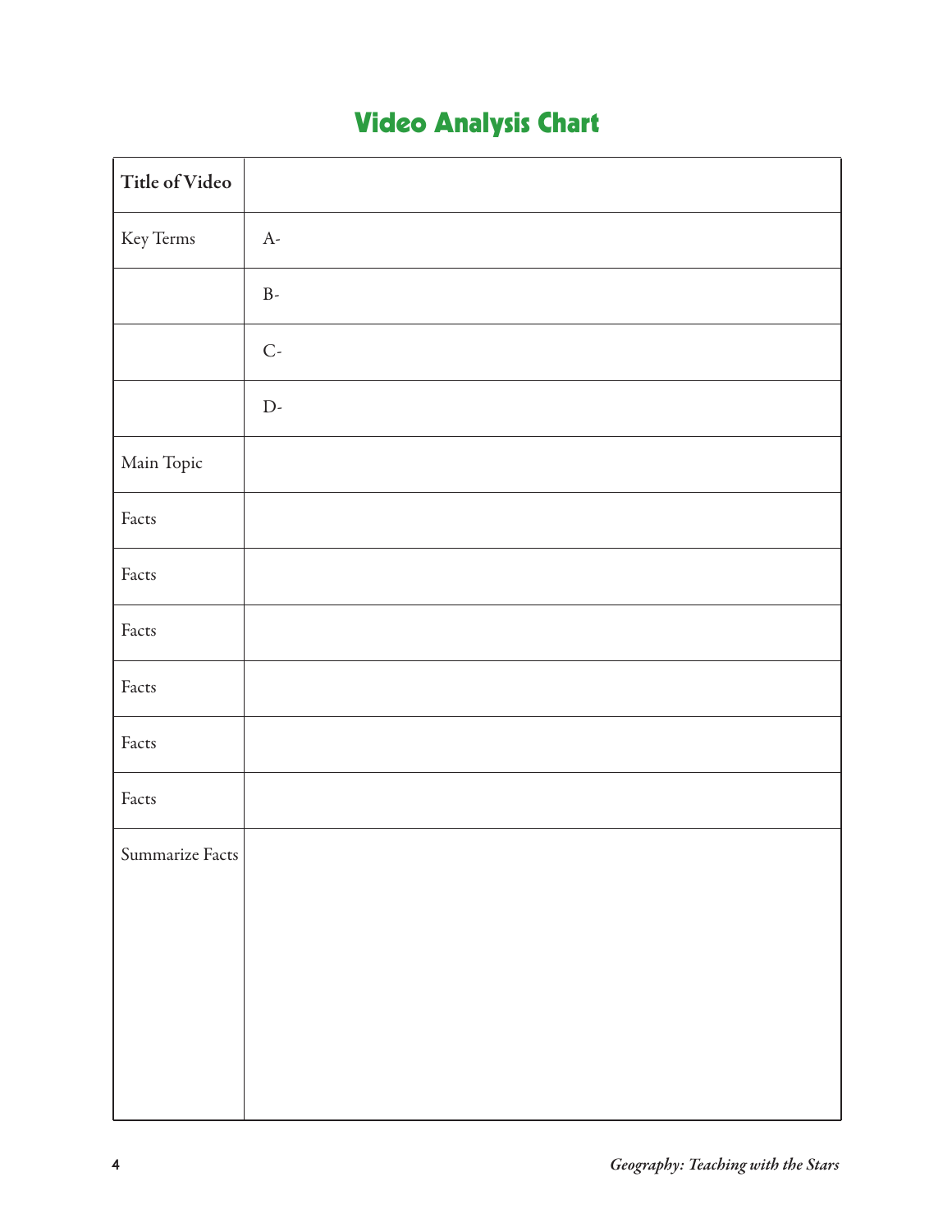## Video Analysis Chart

| **Title of Video** | |
|---|---|
| Key Terms | A- |
| | B- |
| | C- |
| | D- |
| Main Topic | |
| Facts | |
| Facts | |
| Facts | |
| Facts | |
| Facts | |
| Facts | |
| Summarize Facts | |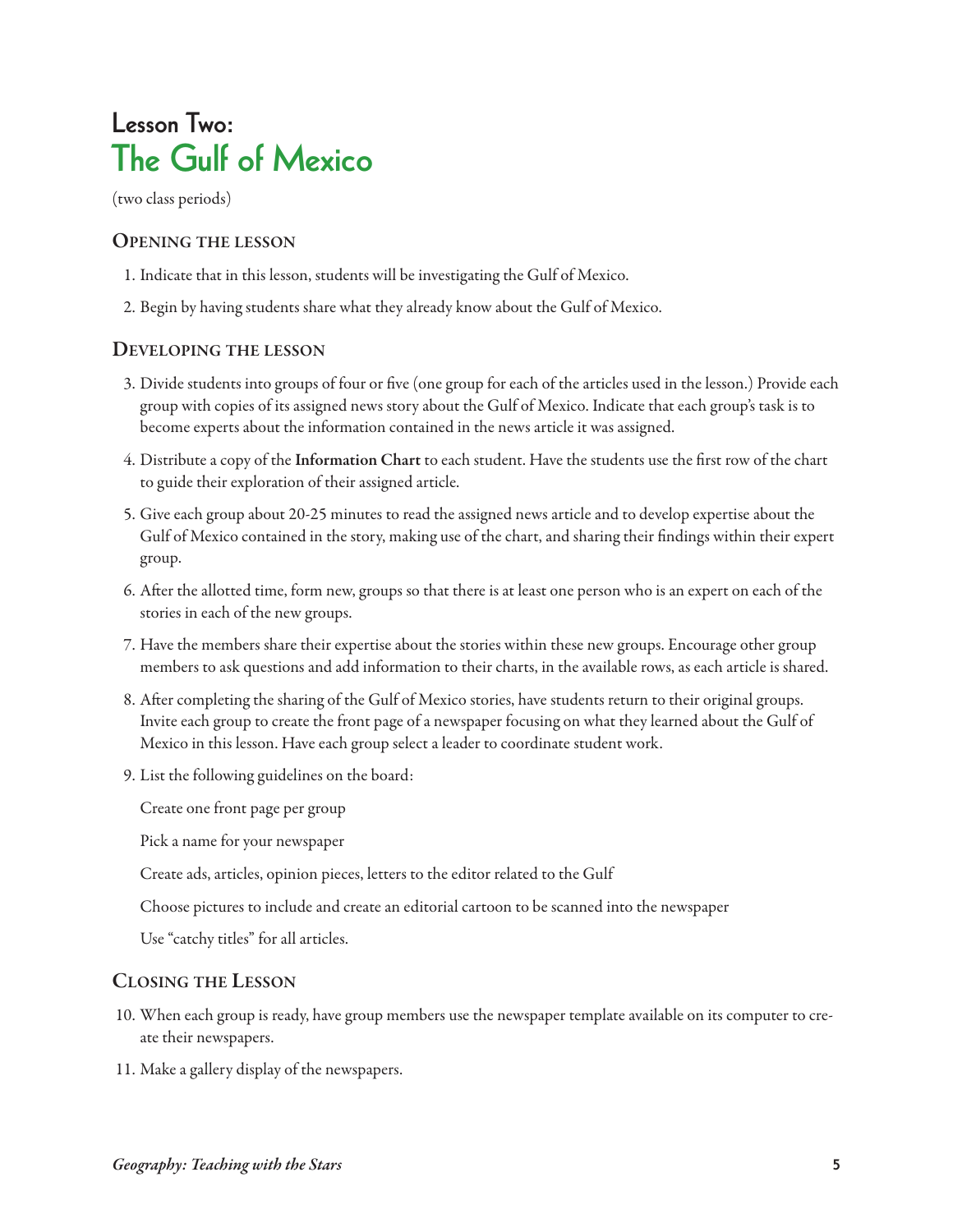# Lesson Two:
# The Gulf of Mexico

(two class periods)

## Opening the lesson

1. Indicate that in this lesson, students will be investigating the Gulf of Mexico.
2. Begin by having students share what they already know about the Gulf of Mexico.

## Developing the lesson

3. Divide students into groups of four or five (one group for each of the articles used in the lesson.) Provide each group with copies of its assigned news story about the Gulf of Mexico. Indicate that each group's task is to become experts about the information contained in the news article it was assigned.
4. Distribute a copy of the **Information Chart** to each student. Have the students use the first row of the chart to guide their exploration of their assigned article.
5. Give each group about 20-25 minutes to read the assigned news article and to develop expertise about the Gulf of Mexico contained in the story, making use of the chart, and sharing their findings within their expert group.
6. After the allotted time, form new, groups so that there is at least one person who is an expert on each of the stories in each of the new groups.
7. Have the members share their expertise about the stories within these new groups. Encourage other group members to ask questions and add information to their charts, in the available rows, as each article is shared.
8. After completing the sharing of the Gulf of Mexico stories, have students return to their original groups. Invite each group to create the front page of a newspaper focusing on what they learned about the Gulf of Mexico in this lesson. Have each group select a leader to coordinate student work.
9. List the following guidelines on the board:

   Create one front page per group

   Pick a name for your newspaper

   Create ads, articles, opinion pieces, letters to the editor related to the Gulf

   Choose pictures to include and create an editorial cartoon to be scanned into the newspaper

   Use "catchy titles" for all articles.

## Closing the Lesson

10. When each group is ready, have group members use the newspaper template available on its computer to create their newspapers.
11. Make a gallery display of the newspapers.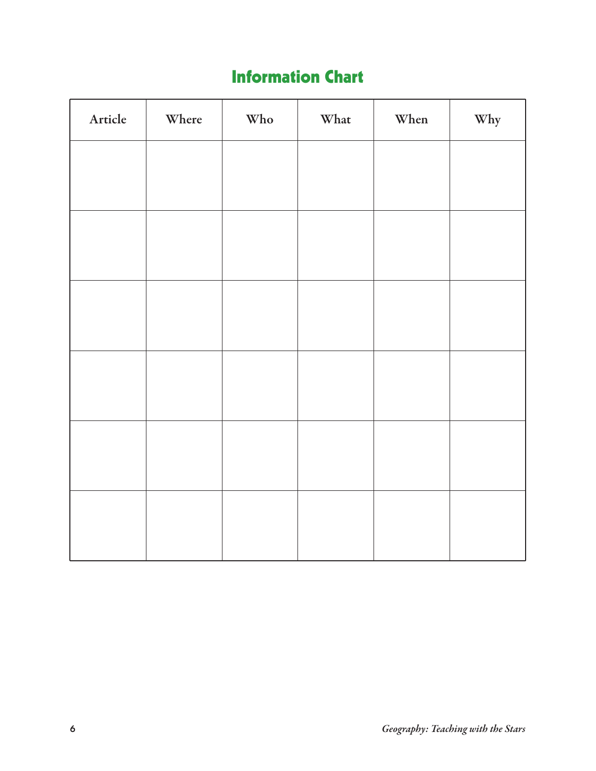# Information Chart

| Article | Where | Who | What | When | Why |
|---|---|---|---|---|---|
| | | | | | |
| | | | | | |
| | | | | | |
| | | | | | |
| | | | | | |
| | | | | | |